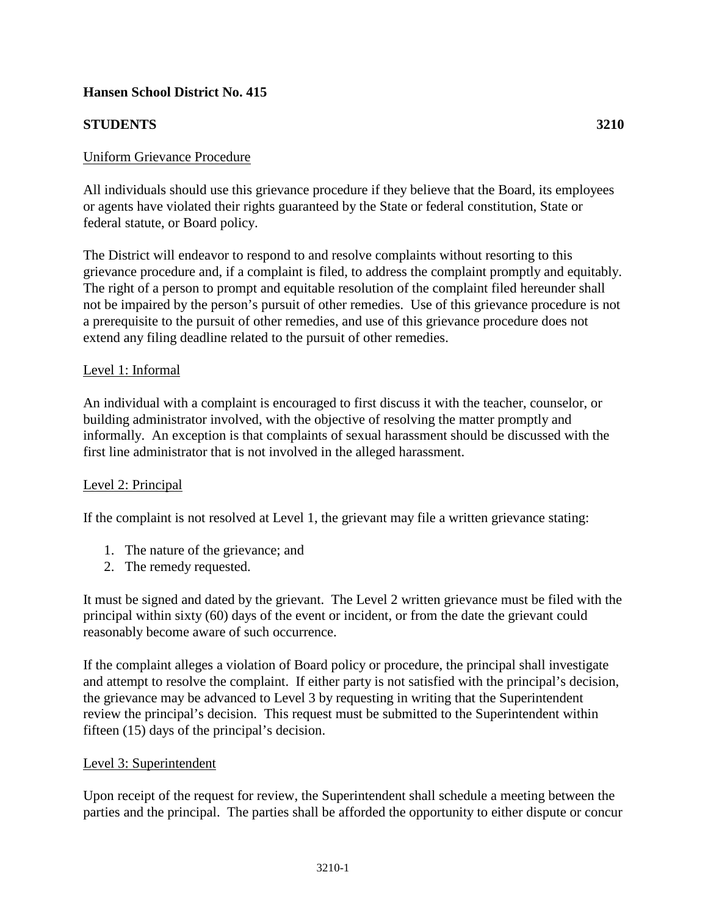**Hansen School District No. 415**

**STUDENTS** **3210**

Uniform Grievance Procedure

All individuals should use this grievance procedure if they believe that the Board, its employees or agents have violated their rights guaranteed by the State or federal constitution, State or federal statute, or Board policy.

The District will endeavor to respond to and resolve complaints without resorting to this grievance procedure and, if a complaint is filed, to address the complaint promptly and equitably. The right of a person to prompt and equitable resolution of the complaint filed hereunder shall not be impaired by the person's pursuit of other remedies. Use of this grievance procedure is not a prerequisite to the pursuit of other remedies, and use of this grievance procedure does not extend any filing deadline related to the pursuit of other remedies.

Level 1: Informal

An individual with a complaint is encouraged to first discuss it with the teacher, counselor, or building administrator involved, with the objective of resolving the matter promptly and informally. An exception is that complaints of sexual harassment should be discussed with the first line administrator that is not involved in the alleged harassment.

Level 2: Principal

If the complaint is not resolved at Level 1, the grievant may file a written grievance stating:

1. The nature of the grievance; and
2. The remedy requested.

It must be signed and dated by the grievant. The Level 2 written grievance must be filed with the principal within sixty (60) days of the event or incident, or from the date the grievant could reasonably become aware of such occurrence.

If the complaint alleges a violation of Board policy or procedure, the principal shall investigate and attempt to resolve the complaint. If either party is not satisfied with the principal's decision, the grievance may be advanced to Level 3 by requesting in writing that the Superintendent review the principal's decision. This request must be submitted to the Superintendent within fifteen (15) days of the principal's decision.

Level 3: Superintendent

Upon receipt of the request for review, the Superintendent shall schedule a meeting between the parties and the principal. The parties shall be afforded the opportunity to either dispute or concur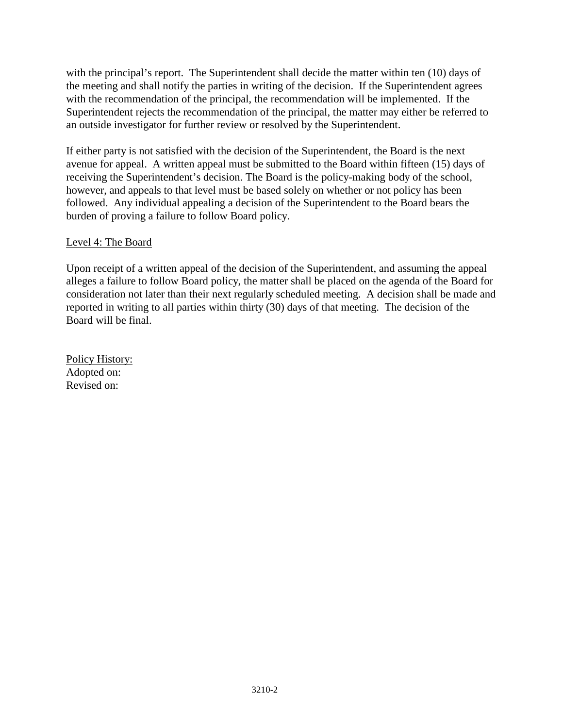with the principal's report. The Superintendent shall decide the matter within ten (10) days of the meeting and shall notify the parties in writing of the decision. If the Superintendent agrees with the recommendation of the principal, the recommendation will be implemented. If the Superintendent rejects the recommendation of the principal, the matter may either be referred to an outside investigator for further review or resolved by the Superintendent.

If either party is not satisfied with the decision of the Superintendent, the Board is the next avenue for appeal. A written appeal must be submitted to the Board within fifteen (15) days of receiving the Superintendent's decision. The Board is the policy-making body of the school, however, and appeals to that level must be based solely on whether or not policy has been followed. Any individual appealing a decision of the Superintendent to the Board bears the burden of proving a failure to follow Board policy.

<u>Level 4: The Board</u>

Upon receipt of a written appeal of the decision of the Superintendent, and assuming the appeal alleges a failure to follow Board policy, the matter shall be placed on the agenda of the Board for consideration not later than their next regularly scheduled meeting. A decision shall be made and reported in writing to all parties within thirty (30) days of that meeting. The decision of the Board will be final.

<u>Policy History:</u>
Adopted on:
Revised on: